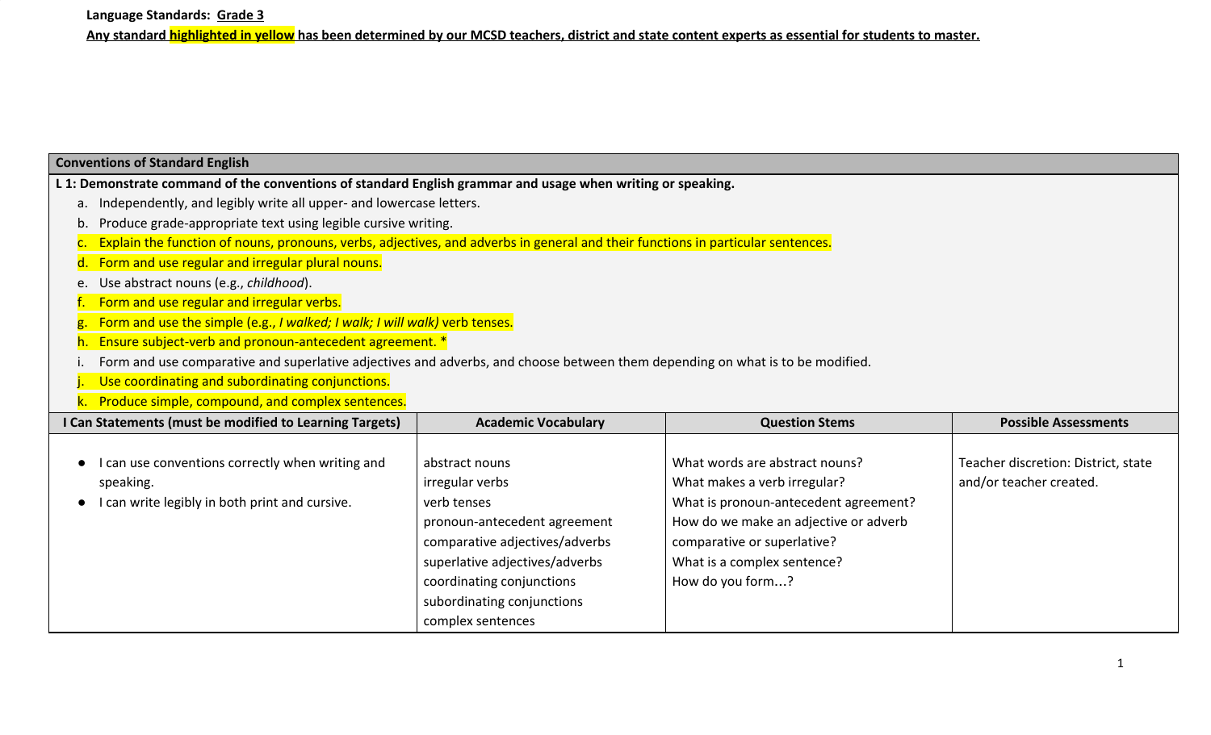**Language Standards: Grade 3**

**Any standard highlighted in yellow has been determined by our MCSD teachers, district and state content experts as essential for students to master.**

| **Conventions of Standard English** | | | |
|---|---|---|---|
| **L 1: Demonstrate command of the conventions of standard English grammar and usage when writing or speaking.**<br>a. Independently, and legibly write all upper- and lowercase letters.<br>b. Produce grade-appropriate text using legible cursive writing.<br>c. Explain the function of nouns, pronouns, verbs, adjectives, and adverbs in general and their functions in particular sentences.<br>d. Form and use regular and irregular plural nouns.<br>e. Use abstract nouns (e.g., *childhood*).<br>f. Form and use regular and irregular verbs.<br>g. Form and use the simple (e.g., *I walked; I walk; I will walk)* verb tenses.<br>h. Ensure subject-verb and pronoun-antecedent agreement. *<br>i. Form and use comparative and superlative adjectives and adverbs, and choose between them depending on what is to be modified.<br>j. Use coordinating and subordinating conjunctions.<br>k. Produce simple, compound, and complex sentences. | | | |
| **I Can Statements (must be modified to Learning Targets)** | **Academic Vocabulary** | **Question Stems** | **Possible Assessments** |
| • I can use conventions correctly when writing and speaking.<br>• I can write legibly in both print and cursive. | abstract nouns<br>irregular verbs<br>verb tenses<br>pronoun-antecedent agreement<br>comparative adjectives/adverbs<br>superlative adjectives/adverbs<br>coordinating conjunctions<br>subordinating conjunctions<br>complex sentences | What words are abstract nouns?<br>What makes a verb irregular?<br>What is pronoun-antecedent agreement?<br>How do we make an adjective or adverb comparative or superlative?<br>What is a complex sentence?<br>How do you form…? | Teacher discretion: District, state and/or teacher created. |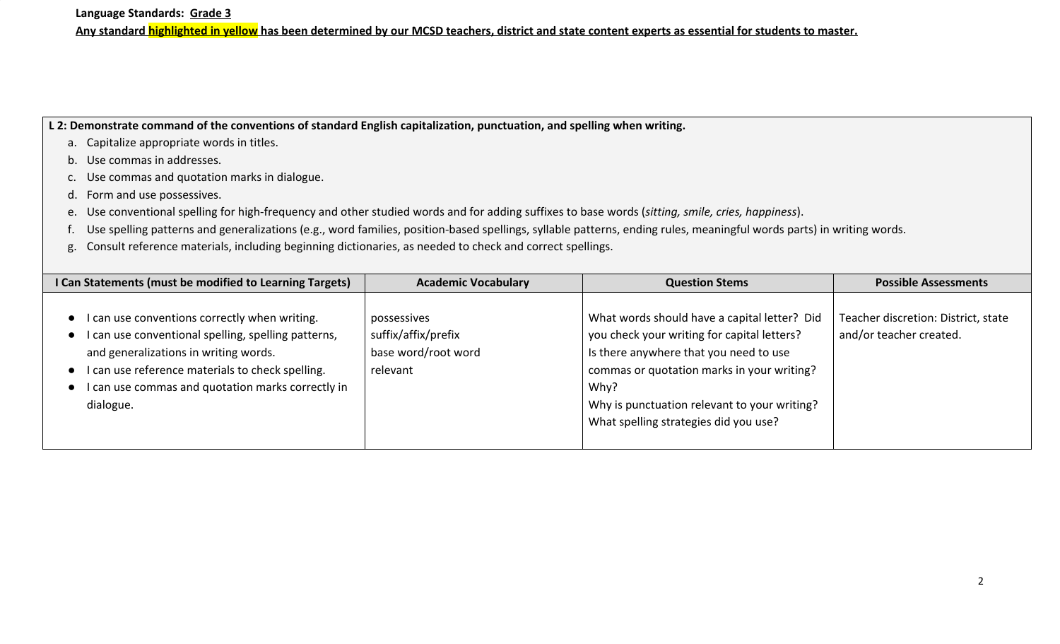**Language Standards: Grade 3**

**Any standard highlighted in yellow has been determined by our MCSD teachers, district and state content experts as essential for students to master.**

**L 2: Demonstrate command of the conventions of standard English capitalization, punctuation, and spelling when writing.**

a. Capitalize appropriate words in titles.
b. Use commas in addresses.
c. Use commas and quotation marks in dialogue.
d. Form and use possessives.
e. Use conventional spelling for high-frequency and other studied words and for adding suffixes to base words (*sitting, smile, cries, happiness*).
f. Use spelling patterns and generalizations (e.g., word families, position-based spellings, syllable patterns, ending rules, meaningful words parts) in writing words.
g. Consult reference materials, including beginning dictionaries, as needed to check and correct spellings.

| I Can Statements (must be modified to Learning Targets) | Academic Vocabulary | Question Stems | Possible Assessments |
| --- | --- | --- | --- |
| • I can use conventions correctly when writing.<br>• I can use conventional spelling, spelling patterns, and generalizations in writing words.<br>• I can use reference materials to check spelling.<br>• I can use commas and quotation marks correctly in dialogue. | possessives<br>suffix/affix/prefix<br>base word/root word<br>relevant | What words should have a capital letter? Did you check your writing for capital letters?<br>Is there anywhere that you need to use commas or quotation marks in your writing? Why?<br>Why is punctuation relevant to your writing?<br>What spelling strategies did you use? | Teacher discretion: District, state and/or teacher created. |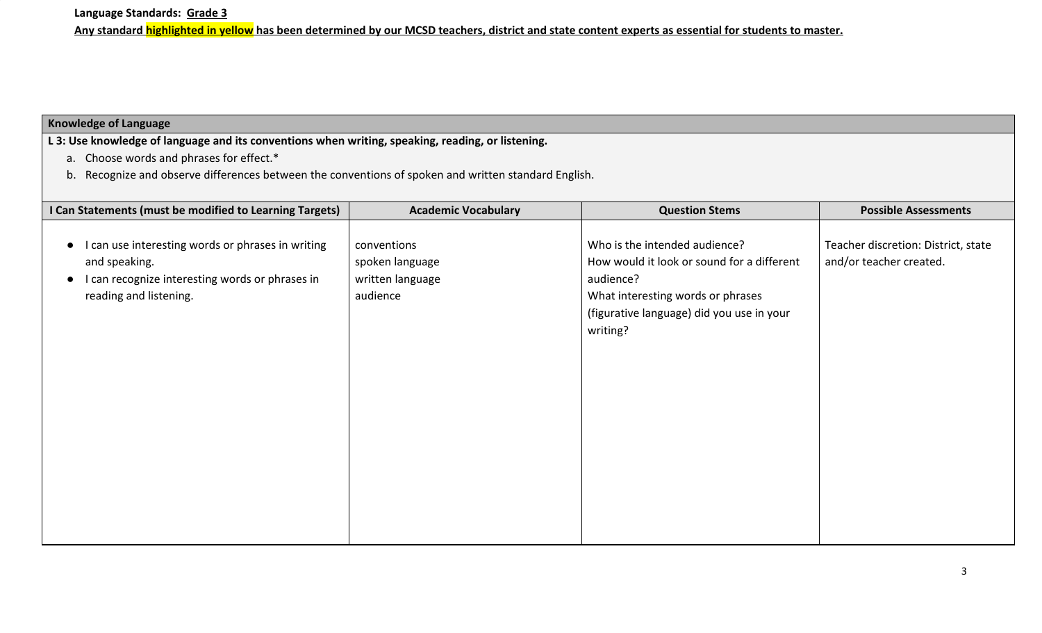**Language Standards: Grade 3**

**Any standard highlighted in yellow has been determined by our MCSD teachers, district and state content experts as essential for students to master.**

**Knowledge of Language**

**L 3: Use knowledge of language and its conventions when writing, speaking, reading, or listening.**

a. Choose words and phrases for effect.*
b. Recognize and observe differences between the conventions of spoken and written standard English.

| I Can Statements (must be modified to Learning Targets) | Academic Vocabulary | Question Stems | Possible Assessments |
|---|---|---|---|
| • I can use interesting words or phrases in writing and speaking.<br>• I can recognize interesting words or phrases in reading and listening. | conventions<br>spoken language<br>written language<br>audience | Who is the intended audience?<br>How would it look or sound for a different audience?<br>What interesting words or phrases (figurative language) did you use in your writing? | Teacher discretion: District, state and/or teacher created. |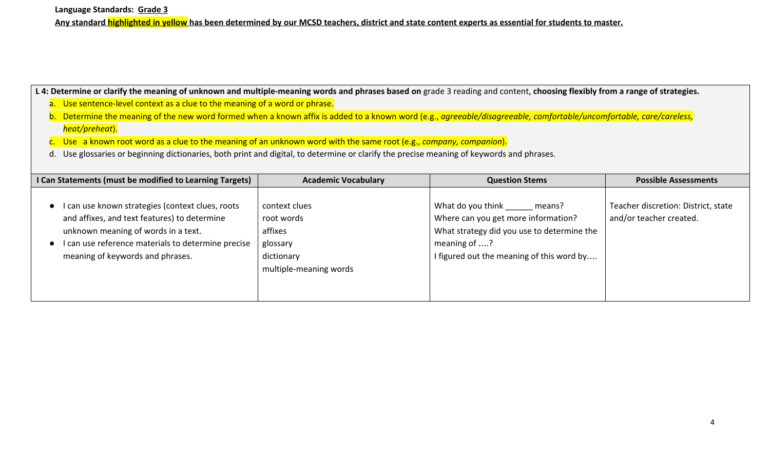**Language Standards: Grade 3**

**Any standard highlighted in yellow has been determined by our MCSD teachers, district and state content experts as essential for students to master.**

**L 4: Determine or clarify the meaning of unknown and multiple-meaning words and phrases based on** grade 3 reading and content, **choosing flexibly from a range of strategies.**

a. Use sentence-level context as a clue to the meaning of a word or phrase.
b. Determine the meaning of the new word formed when a known affix is added to a known word (e.g., *agreeable/disagreeable, comfortable/uncomfortable, care/careless, heat/preheat*).
c. Use a known root word as a clue to the meaning of an unknown word with the same root (e.g., *company, companion*).
d. Use glossaries or beginning dictionaries, both print and digital, to determine or clarify the precise meaning of keywords and phrases.

| I Can Statements (must be modified to Learning Targets) | Academic Vocabulary | Question Stems | Possible Assessments |
|---|---|---|---|
| • I can use known strategies (context clues, roots and affixes, and text features) to determine unknown meaning of words in a text.<br>• I can use reference materials to determine precise meaning of keywords and phrases. | context clues<br>root words<br>affixes<br>glossary<br>dictionary<br>multiple-meaning words | What do you think ______ means?<br>Where can you get more information?<br>What strategy did you use to determine the meaning of ....?<br>I figured out the meaning of this word by.... | Teacher discretion: District, state and/or teacher created. |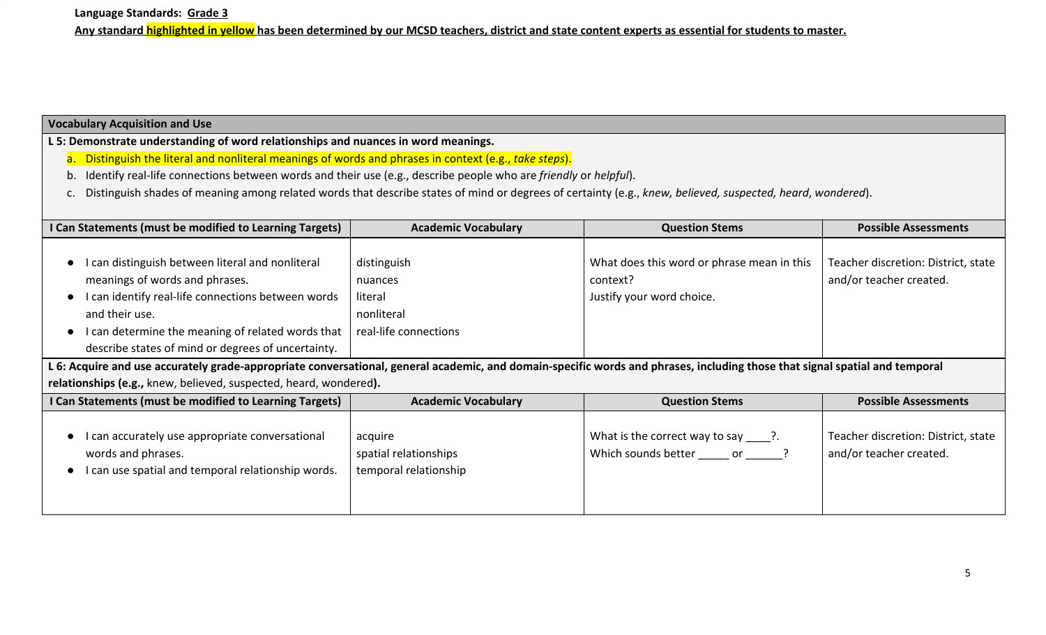**Language Standards: Grade 3**

**Any standard highlighted in yellow has been determined by our MCSD teachers, district and state content experts as essential for students to master.**

| **Vocabulary Acquisition and Use** | | | |
|---|---|---|---|
| **L 5: Demonstrate understanding of word relationships and nuances in word meanings.**<br>a. Distinguish the literal and nonliteral meanings of words and phrases in context (e.g., *take steps*).<br>b. Identify real-life connections between words and their use (e.g., describe people who are *friendly* or *helpful*).<br>c. Distinguish shades of meaning among related words that describe states of mind or degrees of certainty (e.g., *knew, believed, suspected, heard*, *wondered*). | | | |
| **I Can Statements (must be modified to Learning Targets)** | **Academic Vocabulary** | **Question Stems** | **Possible Assessments** |
| • I can distinguish between literal and nonliteral meanings of words and phrases.<br>• I can identify real-life connections between words and their use.<br>• I can determine the meaning of related words that describe states of mind or degrees of uncertainty. | distinguish<br>nuances<br>literal<br>nonliteral<br>real-life connections | What does this word or phrase mean in this context?<br>Justify your word choice. | Teacher discretion: District, state and/or teacher created. |
| **L 6: Acquire and use accurately grade-appropriate conversational, general academic, and domain-specific words and phrases, including those that signal spatial and temporal relationships (e.g.,** knew, believed, suspected, heard, wondered**).** | | | |
| **I Can Statements (must be modified to Learning Targets)** | **Academic Vocabulary** | **Question Stems** | **Possible Assessments** |
| • I can accurately use appropriate conversational words and phrases.<br>• I can use spatial and temporal relationship words. | acquire<br>spatial relationships<br>temporal relationship | What is the correct way to say ____?.<br>Which sounds better _____ or ______? | Teacher discretion: District, state and/or teacher created. |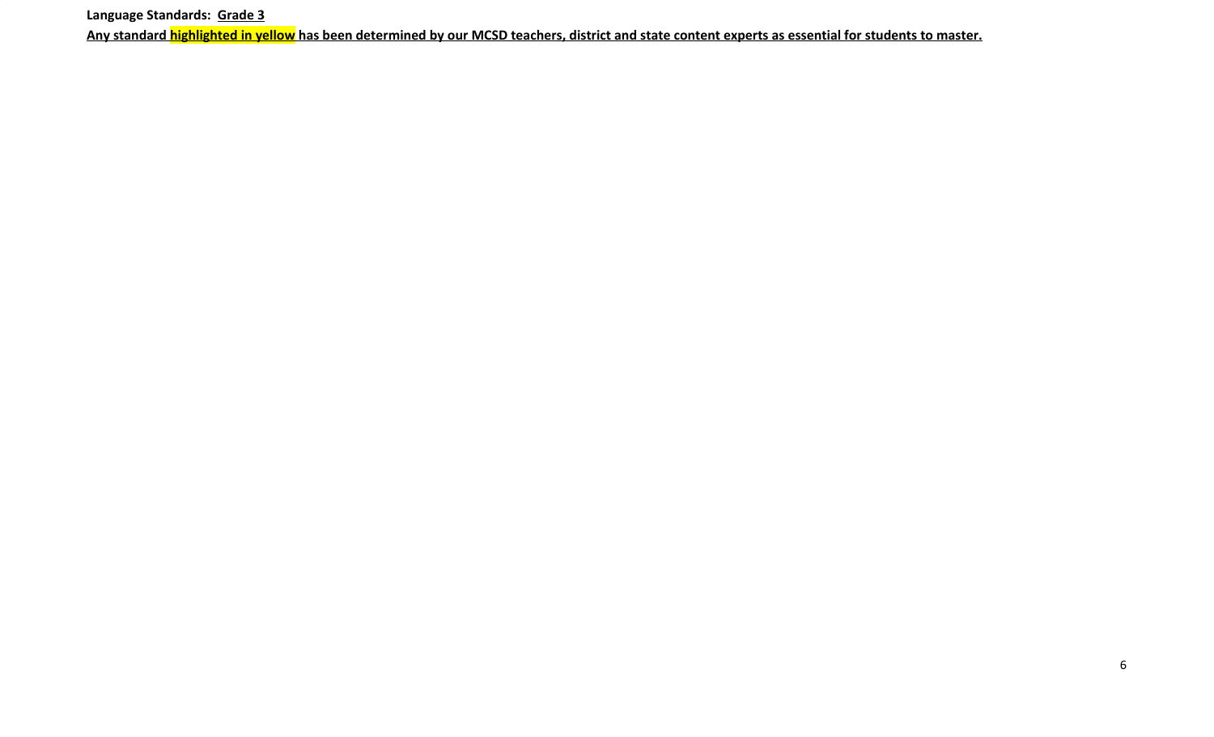**Language Standards: <u>Grade 3</u>**

**<u>Any standard highlighted in yellow has been determined by our MCSD teachers, district and state content experts as essential for students to master.</u>**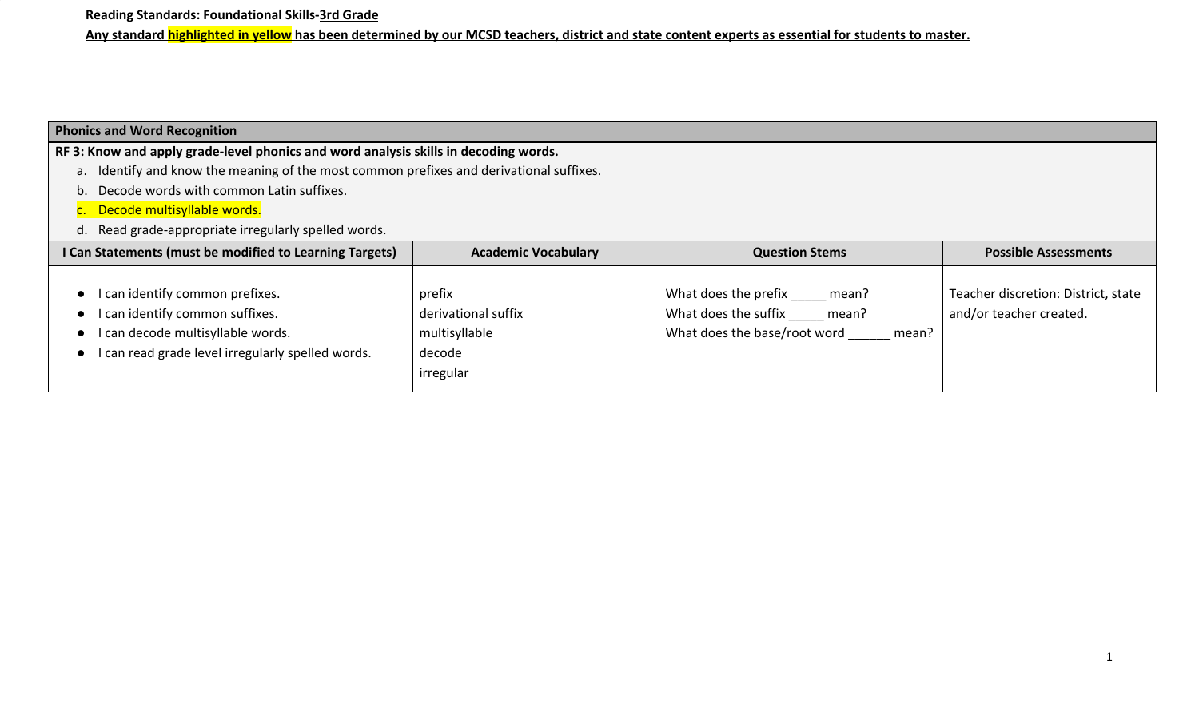**Reading Standards: Foundational Skills-3rd Grade**

**Any standard highlighted in yellow has been determined by our MCSD teachers, district and state content experts as essential for students to master.**

| Phonics and Word Recognition | | | |
|---|---|---|---|
| **RF 3: Know and apply grade-level phonics and word analysis skills in decoding words.**<br>a. Identify and know the meaning of the most common prefixes and derivational suffixes.<br>b. Decode words with common Latin suffixes.<br>c. Decode multisyllable words.<br>d. Read grade-appropriate irregularly spelled words. | | | |
| **I Can Statements (must be modified to Learning Targets)** | **Academic Vocabulary** | **Question Stems** | **Possible Assessments** |
| • I can identify common prefixes.<br>• I can identify common suffixes.<br>• I can decode multisyllable words.<br>• I can read grade level irregularly spelled words. | prefix<br>derivational suffix<br>multisyllable<br>decode<br>irregular | What does the prefix _____ mean?<br>What does the suffix _____ mean?<br>What does the base/root word ______ mean? | Teacher discretion: District, state and/or teacher created. |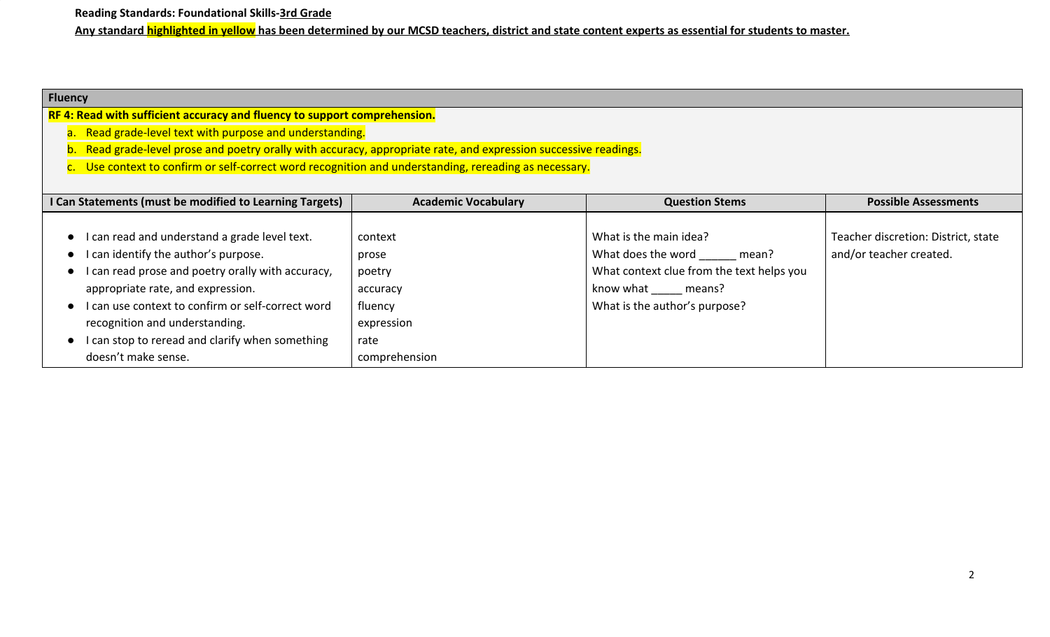**Reading Standards: Foundational Skills-3rd Grade**

**Any standard highlighted in yellow has been determined by our MCSD teachers, district and state content experts as essential for students to master.**

**Fluency**

**RF 4: Read with sufficient accuracy and fluency to support comprehension.**

a. Read grade-level text with purpose and understanding.
b. Read grade-level prose and poetry orally with accuracy, appropriate rate, and expression successive readings.
c. Use context to confirm or self-correct word recognition and understanding, rereading as necessary.

| I Can Statements (must be modified to Learning Targets) | Academic Vocabulary | Question Stems | Possible Assessments |
|---|---|---|---|
| • I can read and understand a grade level text.<br>• I can identify the author's purpose.<br>• I can read prose and poetry orally with accuracy, appropriate rate, and expression.<br>• I can use context to confirm or self-correct word recognition and understanding.<br>• I can stop to reread and clarify when something doesn't make sense. | context<br>prose<br>poetry<br>accuracy<br>fluency<br>expression<br>rate<br>comprehension | What is the main idea?<br>What does the word ______ mean?<br>What context clue from the text helps you know what _____ means?<br>What is the author's purpose? | Teacher discretion: District, state and/or teacher created. |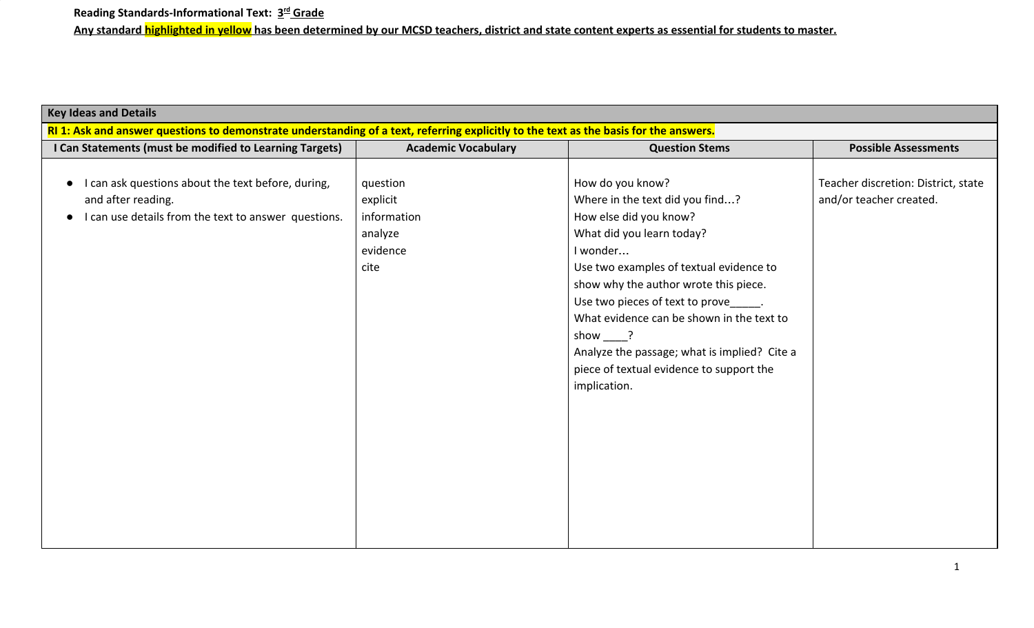**Reading Standards-Informational Text: 3rd Grade**

**Any standard highlighted in yellow has been determined by our MCSD teachers, district and state content experts as essential for students to master.**

| Key Ideas and Details | | | |
|---|---|---|---|
| **RI 1: Ask and answer questions to demonstrate understanding of a text, referring explicitly to the text as the basis for the answers.** | | | |
| **I Can Statements (must be modified to Learning Targets)** | **Academic Vocabulary** | **Question Stems** | **Possible Assessments** |
| • I can ask questions about the text before, during, and after reading.<br>• I can use details from the text to answer questions. | question<br>explicit<br>information<br>analyze<br>evidence<br>cite | How do you know?<br>Where in the text did you find…?<br>How else did you know?<br>What did you learn today?<br>I wonder…<br>Use two examples of textual evidence to show why the author wrote this piece.<br>Use two pieces of text to prove_____.<br>What evidence can be shown in the text to show ____?<br>Analyze the passage; what is implied? Cite a piece of textual evidence to support the implication. | Teacher discretion: District, state and/or teacher created. |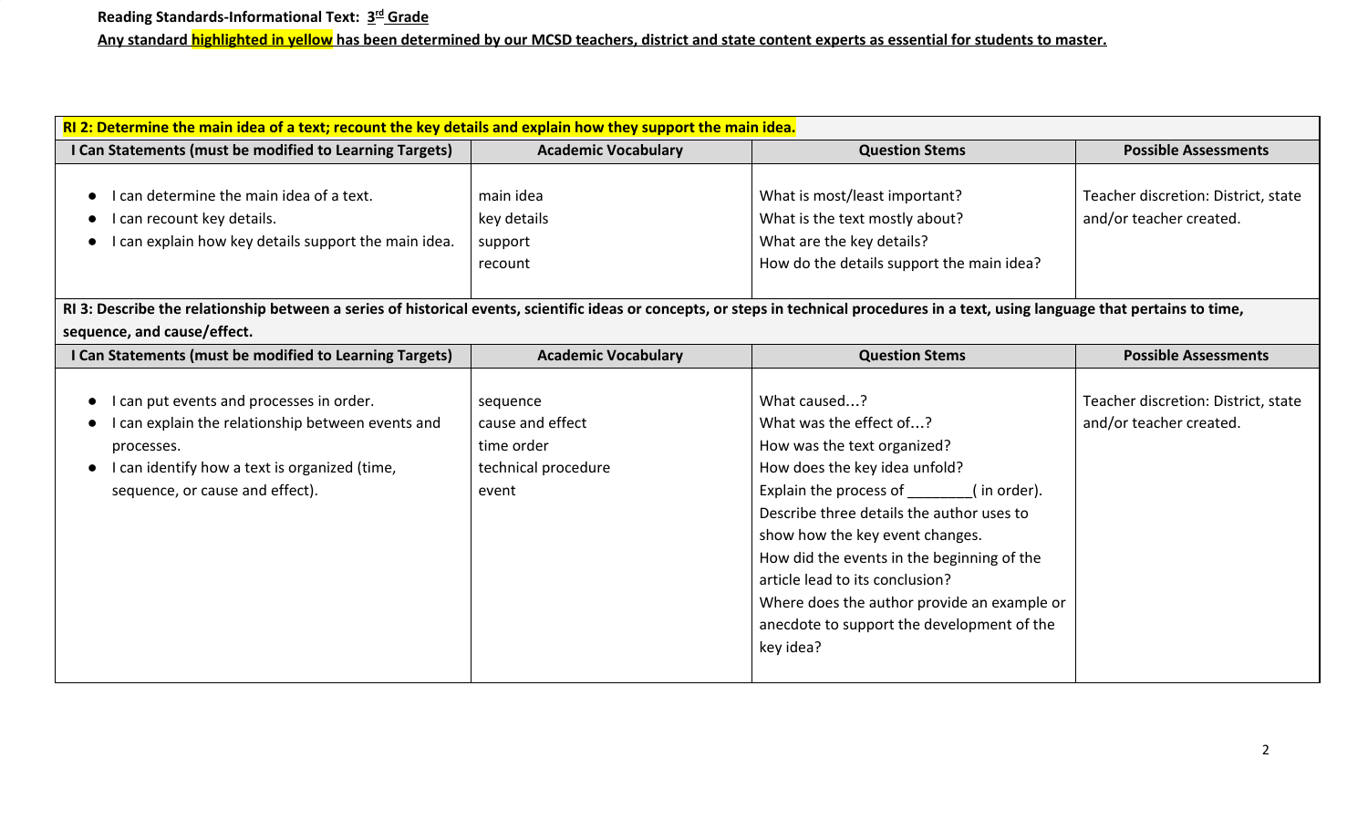**Reading Standards-Informational Text: 3rd Grade**

**Any standard highlighted in yellow has been determined by our MCSD teachers, district and state content experts as essential for students to master.**

| **RI 2: Determine the main idea of a text; recount the key details and explain how they support the main idea.** | | | |
|---|---|---|---|
| **I Can Statements (must be modified to Learning Targets)** | **Academic Vocabulary** | **Question Stems** | **Possible Assessments** |
| • I can determine the main idea of a text.<br>• I can recount key details.<br>• I can explain how key details support the main idea. | main idea<br>key details<br>support<br>recount | What is most/least important?<br>What is the text mostly about?<br>What are the key details?<br>How do the details support the main idea? | Teacher discretion: District, state and/or teacher created. |

| **RI 3: Describe the relationship between a series of historical events, scientific ideas or concepts, or steps in technical procedures in a text, using language that pertains to time, sequence, and cause/effect.** | | | |
|---|---|---|---|
| **I Can Statements (must be modified to Learning Targets)** | **Academic Vocabulary** | **Question Stems** | **Possible Assessments** |
| • I can put events and processes in order.<br>• I can explain the relationship between events and processes.<br>• I can identify how a text is organized (time, sequence, or cause and effect). | sequence<br>cause and effect<br>time order<br>technical procedure<br>event | What caused…?<br>What was the effect of…?<br>How was the text organized?<br>How does the key idea unfold?<br>Explain the process of ________( in order).<br>Describe three details the author uses to show how the key event changes.<br>How did the events in the beginning of the article lead to its conclusion?<br>Where does the author provide an example or anecdote to support the development of the key idea? | Teacher discretion: District, state and/or teacher created. |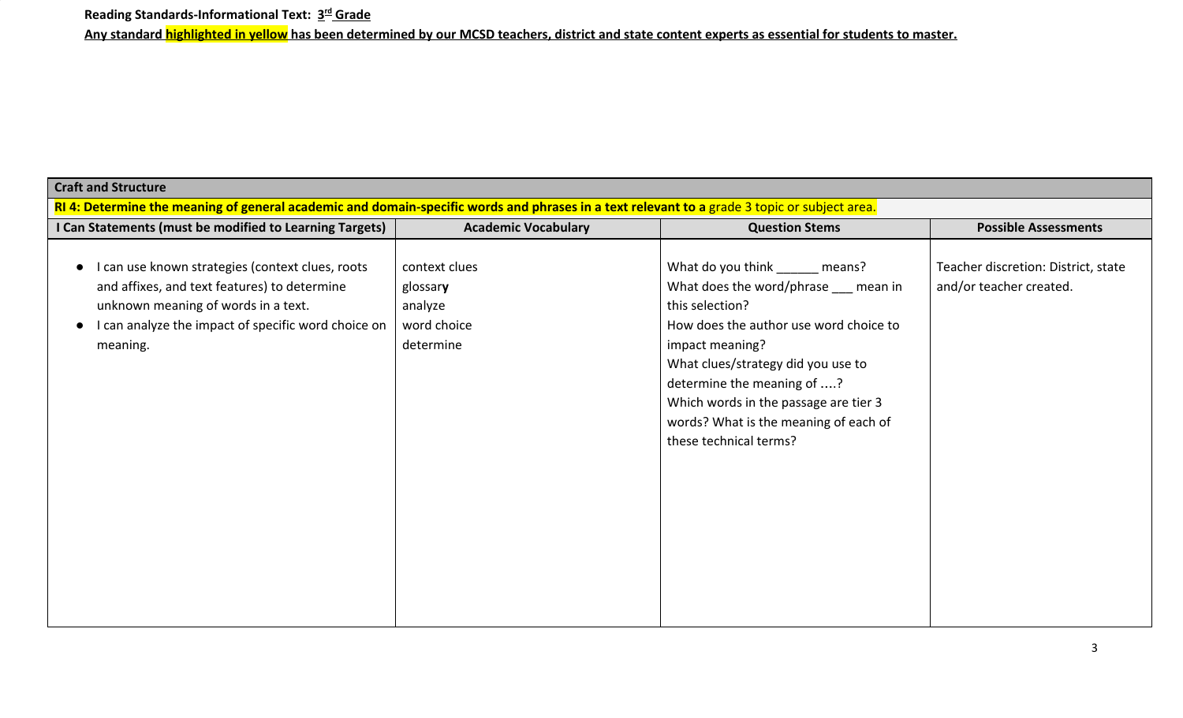**Reading Standards-Informational Text: 3rd Grade**

**Any standard highlighted in yellow has been determined by our MCSD teachers, district and state content experts as essential for students to master.**

| Craft and Structure | | | |
|---|---|---|---|
| **RI 4: Determine the meaning of general academic and domain-specific words and phrases in a text relevant to a** grade 3 topic or subject area. | | | |
| **I Can Statements (must be modified to Learning Targets)** | **Academic Vocabulary** | **Question Stems** | **Possible Assessments** |
| • I can use known strategies (context clues, roots and affixes, and text features) to determine unknown meaning of words in a text.<br>• I can analyze the impact of specific word choice on meaning. | context clues<br>glossary<br>analyze<br>word choice<br>determine | What do you think ______ means?<br>What does the word/phrase ___ mean in this selection?<br>How does the author use word choice to impact meaning?<br>What clues/strategy did you use to determine the meaning of ....?<br>Which words in the passage are tier 3 words? What is the meaning of each of these technical terms? | Teacher discretion: District, state and/or teacher created. |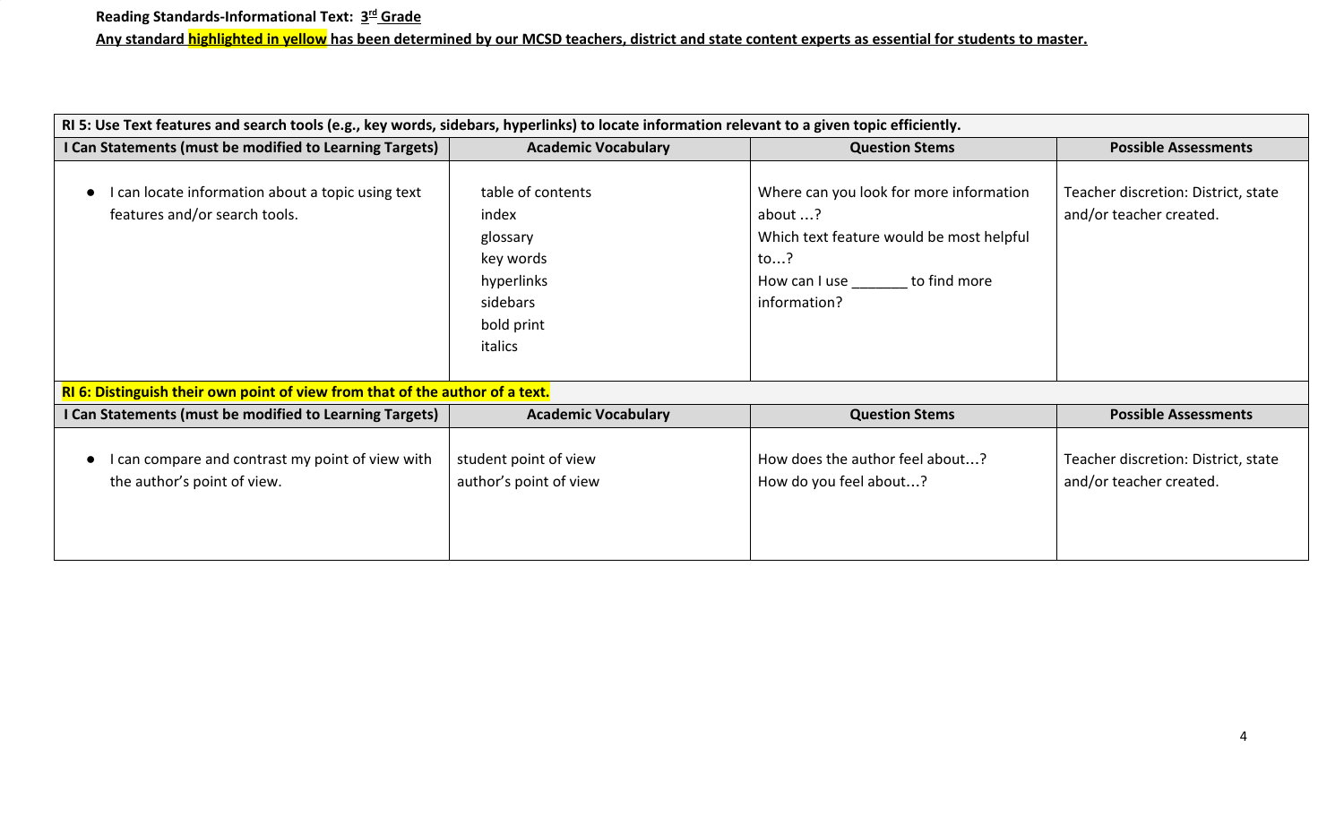**Reading Standards-Informational Text: 3rd Grade**

**Any standard highlighted in yellow has been determined by our MCSD teachers, district and state content experts as essential for students to master.**

| **RI 5: Use Text features and search tools (e.g., key words, sidebars, hyperlinks) to locate information relevant to a given topic efficiently.** | | | |
|---|---|---|---|
| **I Can Statements (must be modified to Learning Targets)** | **Academic Vocabulary** | **Question Stems** | **Possible Assessments** |
| • I can locate information about a topic using text features and/or search tools. | table of contents<br>index<br>glossary<br>key words<br>hyperlinks<br>sidebars<br>bold print<br>italics | Where can you look for more information about …?<br>Which text feature would be most helpful to…?<br>How can I use _______ to find more information? | Teacher discretion: District, state and/or teacher created. |
| **RI 6: Distinguish their own point of view from that of the author of a text.** | | | |
| **I Can Statements (must be modified to Learning Targets)** | **Academic Vocabulary** | **Question Stems** | **Possible Assessments** |
| • I can compare and contrast my point of view with the author's point of view. | student point of view<br>author's point of view | How does the author feel about…?<br>How do you feel about…? | Teacher discretion: District, state and/or teacher created. |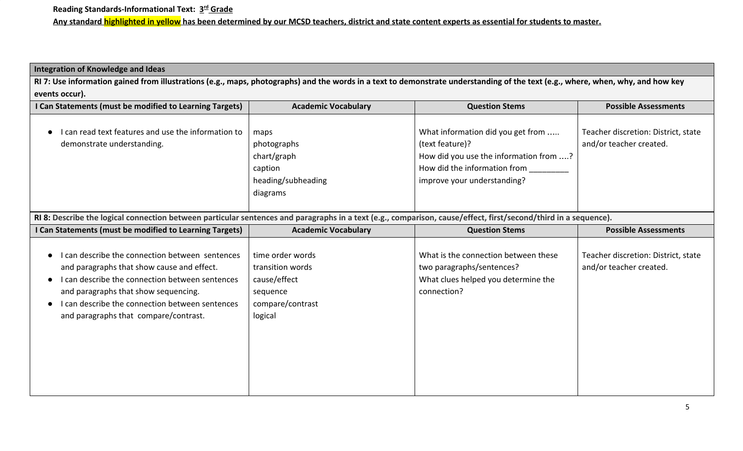**Reading Standards-Informational Text: 3rd Grade**

**Any standard highlighted in yellow has been determined by our MCSD teachers, district and state content experts as essential for students to master.**

| Integration of Knowledge and Ideas | | | |
|---|---|---|---|
| **RI 7: Use information gained from illustrations (e.g., maps, photographs) and the words in a text to demonstrate understanding of the text (e.g., where, when, why, and how key events occur).** | | | |
| **I Can Statements (must be modified to Learning Targets)** | **Academic Vocabulary** | **Question Stems** | **Possible Assessments** |
| • I can read text features and use the information to demonstrate understanding. | maps<br>photographs<br>chart/graph<br>caption<br>heading/subheading<br>diagrams | What information did you get from ….. (text feature)?<br>How did you use the information from ….?<br>How did the information from _________ improve your understanding? | Teacher discretion: District, state and/or teacher created. |
| **RI 8: Describe the logical connection between particular sentences and paragraphs in a text (e.g., comparison, cause/effect, first/second/third in a sequence).** | | | |
| **I Can Statements (must be modified to Learning Targets)** | **Academic Vocabulary** | **Question Stems** | **Possible Assessments** |
| • I can describe the connection between sentences and paragraphs that show cause and effect.<br>• I can describe the connection between sentences and paragraphs that show sequencing.<br>• I can describe the connection between sentences and paragraphs that compare/contrast. | time order words<br>transition words<br>cause/effect<br>sequence<br>compare/contrast<br>logical | What is the connection between these two paragraphs/sentences?<br>What clues helped you determine the connection? | Teacher discretion: District, state and/or teacher created. |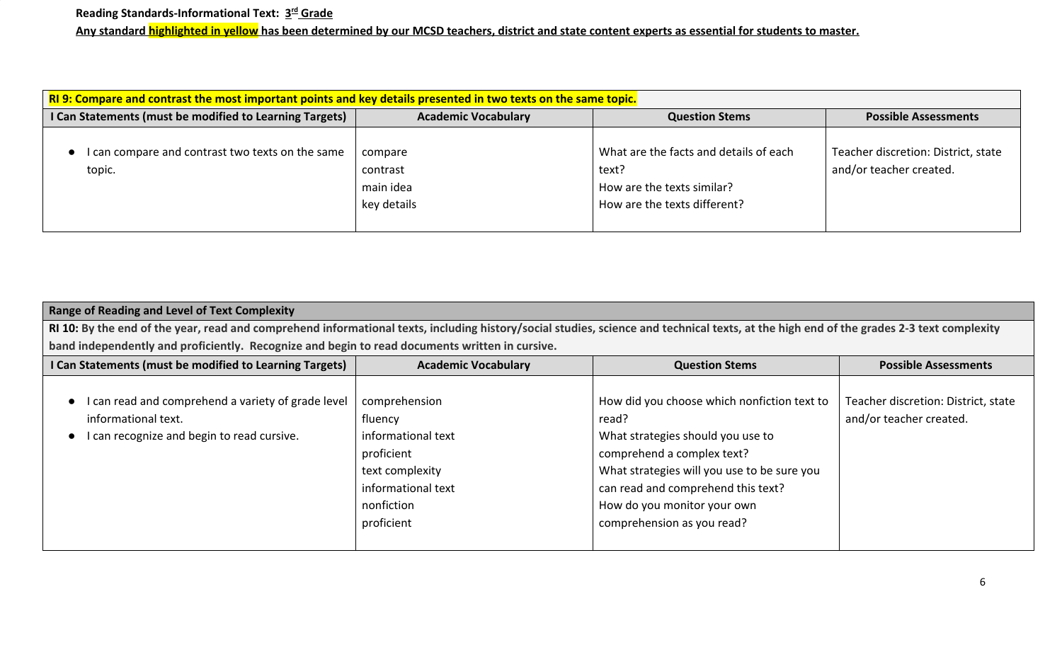**Reading Standards-Informational Text: 3rd Grade**

**Any standard highlighted in yellow has been determined by our MCSD teachers, district and state content experts as essential for students to master.**

| RI 9: Compare and contrast the most important points and key details presented in two texts on the same topic. | | | |
|---|---|---|---|
| **I Can Statements (must be modified to Learning Targets)** | **Academic Vocabulary** | **Question Stems** | **Possible Assessments** |
| • I can compare and contrast two texts on the same topic. | compare<br>contrast<br>main idea<br>key details | What are the facts and details of each text?<br>How are the texts similar?<br>How are the texts different? | Teacher discretion: District, state and/or teacher created. |

| Range of Reading and Level of Text Complexity | | | |
|---|---|---|---|
| **RI 10: By the end of the year, read and comprehend informational texts, including history/social studies, science and technical texts, at the high end of the grades 2-3 text complexity band independently and proficiently. Recognize and begin to read documents written in cursive.** | | | |
| **I Can Statements (must be modified to Learning Targets)** | **Academic Vocabulary** | **Question Stems** | **Possible Assessments** |
| • I can read and comprehend a variety of grade level informational text.<br>• I can recognize and begin to read cursive. | comprehension<br>fluency<br>informational text<br>proficient<br>text complexity<br>informational text<br>nonfiction<br>proficient | How did you choose which nonfiction text to read?<br>What strategies should you use to comprehend a complex text?<br>What strategies will you use to be sure you can read and comprehend this text?<br>How do you monitor your own comprehension as you read? | Teacher discretion: District, state and/or teacher created. |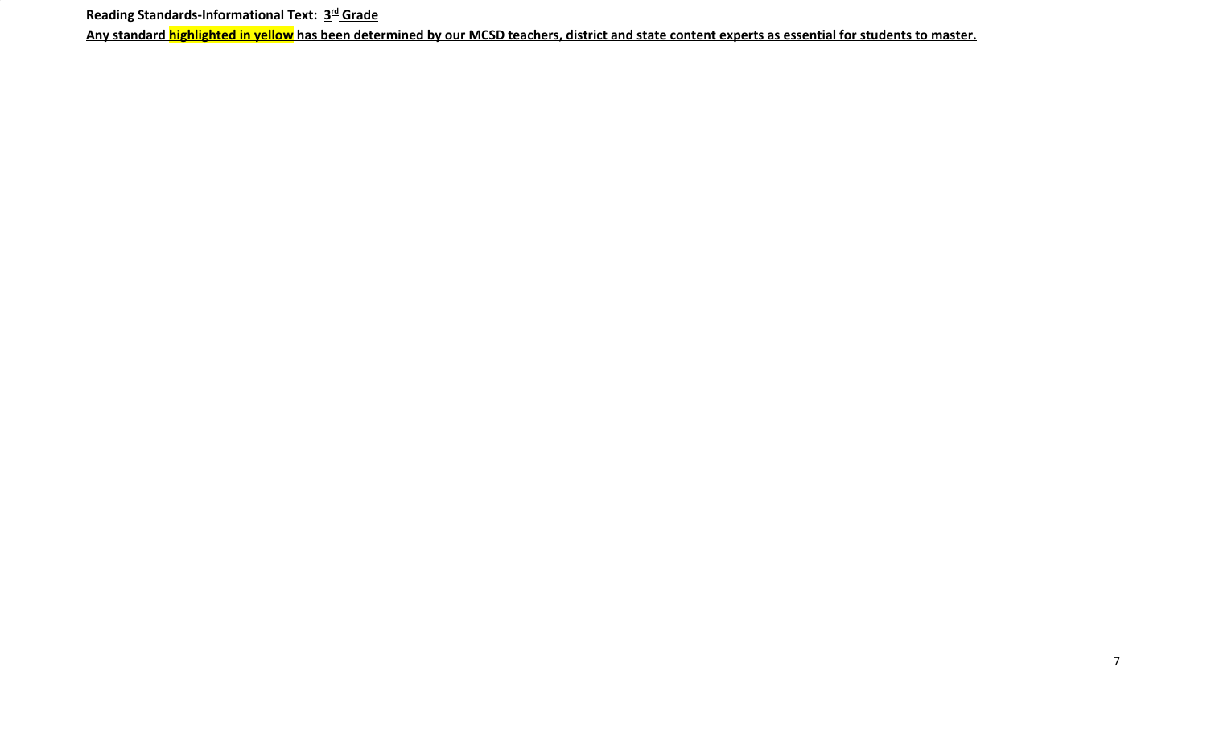**Reading Standards-Informational Text: 3rd Grade**

**Any standard highlighted in yellow has been determined by our MCSD teachers, district and state content experts as essential for students to master.**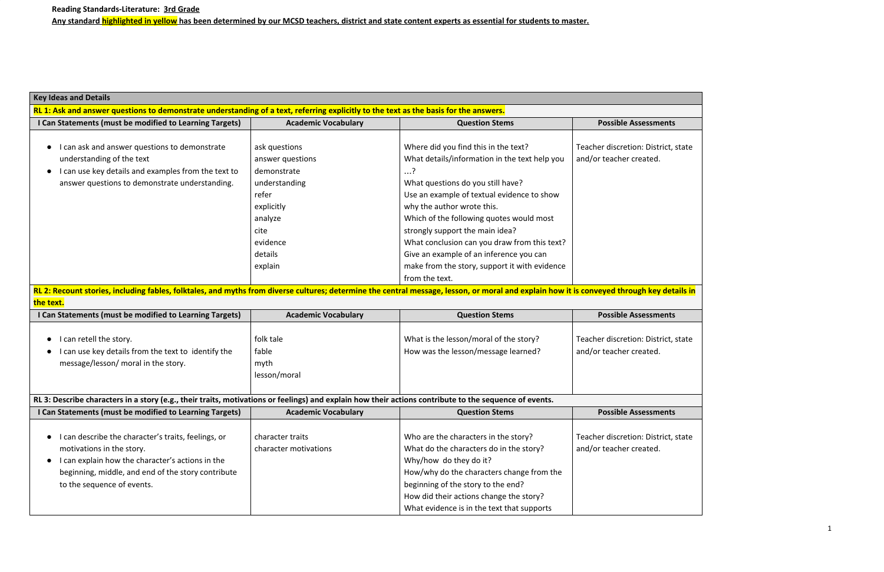**Reading Standards-Literature: 3rd Grade**

**Any standard highlighted in yellow has been determined by our MCSD teachers, district and state content experts as essential for students to master.**

| **Key Ideas and Details** | | | |
|---|---|---|---|
| **RL 1: Ask and answer questions to demonstrate understanding of a text, referring explicitly to the text as the basis for the answers.** | | | |
| **I Can Statements (must be modified to Learning Targets)** | **Academic Vocabulary** | **Question Stems** | **Possible Assessments** |
| • I can ask and answer questions to demonstrate understanding of the text<br>• I can use key details and examples from the text to answer questions to demonstrate understanding. | ask questions<br>answer questions<br>demonstrate<br>understanding<br>refer<br>explicitly<br>analyze<br>cite<br>evidence<br>details<br>explain | Where did you find this in the text?<br>What details/information in the text help you …?<br>What questions do you still have?<br>Use an example of textual evidence to show why the author wrote this.<br>Which of the following quotes would most strongly support the main idea?<br>What conclusion can you draw from this text?<br>Give an example of an inference you can make from the story, support it with evidence from the text. | Teacher discretion: District, state and/or teacher created. |
| **RL 2: Recount stories, including fables, folktales, and myths from diverse cultures; determine the central message, lesson, or moral and explain how it is conveyed through key details in the text.** | | | |
| **I Can Statements (must be modified to Learning Targets)** | **Academic Vocabulary** | **Question Stems** | **Possible Assessments** |
| • I can retell the story.<br>• I can use key details from the text to identify the message/lesson/ moral in the story. | folk tale<br>fable<br>myth<br>lesson/moral | What is the lesson/moral of the story?<br>How was the lesson/message learned? | Teacher discretion: District, state and/or teacher created. |
| **RL 3: Describe characters in a story (e.g., their traits, motivations or feelings) and explain how their actions contribute to the sequence of events.** | | | |
| **I Can Statements (must be modified to Learning Targets)** | **Academic Vocabulary** | **Question Stems** | **Possible Assessments** |
| • I can describe the character's traits, feelings, or motivations in the story.<br>• I can explain how the character's actions in the beginning, middle, and end of the story contribute to the sequence of events. | character traits<br>character motivations | Who are the characters in the story?<br>What do the characters do in the story?<br>Why/how do they do it?<br>How/why do the characters change from the beginning of the story to the end?<br>How did their actions change the story?<br>What evidence is in the text that supports | Teacher discretion: District, state and/or teacher created. |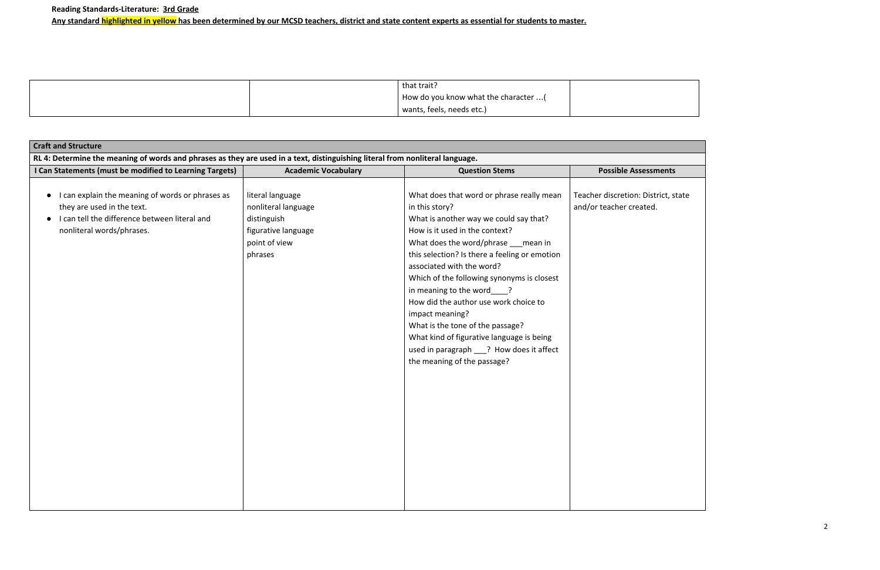**Reading Standards-Literature: 3rd Grade**

**Any standard highlighted in yellow has been determined by our MCSD teachers, district and state content experts as essential for students to master.**

| | | | |
|---|---|---|---|
| | | that trait?<br>How do you know what the character ...( wants, feels, needs etc.) | |

| **Craft and Structure** | | | |
|---|---|---|---|
| **RL 4: Determine the meaning of words and phrases as they are used in a text, distinguishing literal from nonliteral language.** | | | |
| **I Can Statements (must be modified to Learning Targets)** | **Academic Vocabulary** | **Question Stems** | **Possible Assessments** |
| • I can explain the meaning of words or phrases as they are used in the text.<br>• I can tell the difference between literal and nonliteral words/phrases. | literal language<br>nonliteral language<br>distinguish<br>figurative language<br>point of view<br>phrases | What does that word or phrase really mean in this story?<br>What is another way we could say that?<br>How is it used in the context?<br>What does the word/phrase ___mean in this selection? Is there a feeling or emotion associated with the word?<br>Which of the following synonyms is closest in meaning to the word____?<br>How did the author use work choice to impact meaning?<br>What is the tone of the passage?<br>What kind of figurative language is being used in paragraph ___? How does it affect the meaning of the passage? | Teacher discretion: District, state and/or teacher created. |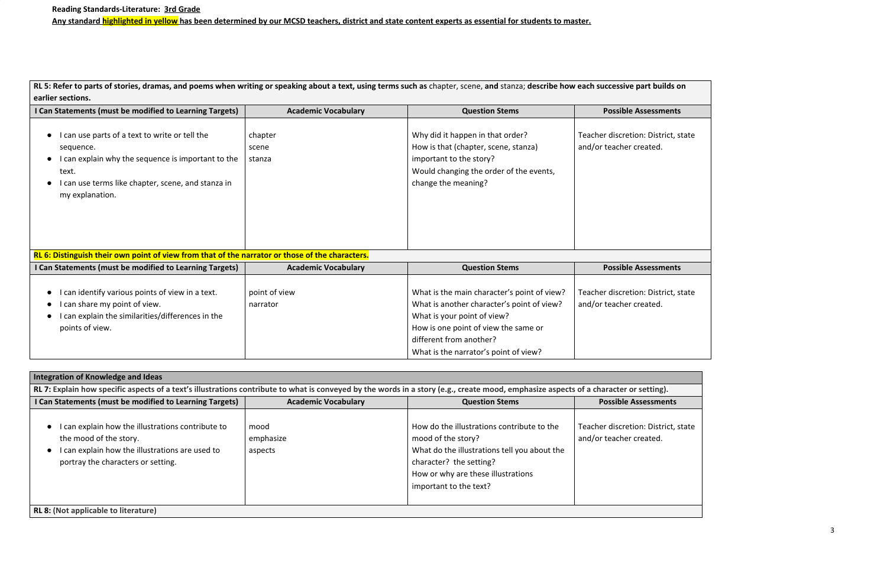**Reading Standards-Literature: 3rd Grade**

**Any standard highlighted in yellow has been determined by our MCSD teachers, district and state content experts as essential for students to master.**

| **RL 5: Refer to parts of stories, dramas, and poems when writing or speaking about a text, using terms such as** chapter, scene, **and** stanza; **describe how each successive part builds on earlier sections.** | | | |
|---|---|---|---|
| **I Can Statements (must be modified to Learning Targets)** | **Academic Vocabulary** | **Question Stems** | **Possible Assessments** |
| • I can use parts of a text to write or tell the sequence.<br>• I can explain why the sequence is important to the text.<br>• I can use terms like chapter, scene, and stanza in my explanation. | chapter<br>scene<br>stanza | Why did it happen in that order?<br>How is that (chapter, scene, stanza) important to the story?<br>Would changing the order of the events, change the meaning? | Teacher discretion: District, state and/or teacher created. |
| **RL 6: Distinguish their own point of view from that of the narrator or those of the characters.** | | | |
| **I Can Statements (must be modified to Learning Targets)** | **Academic Vocabulary** | **Question Stems** | **Possible Assessments** |
| • I can identify various points of view in a text.<br>• I can share my point of view.<br>• I can explain the similarities/differences in the points of view. | point of view<br>narrator | What is the main character's point of view?<br>What is another character's point of view?<br>What is your point of view?<br>How is one point of view the same or different from another?<br>What is the narrator's point of view? | Teacher discretion: District, state and/or teacher created. |

| **Integration of Knowledge and Ideas** | | | |
|---|---|---|---|
| **RL 7: Explain how specific aspects of a text's illustrations contribute to what is conveyed by the words in a story (e.g., create mood, emphasize aspects of a character or setting).** | | | |
| **I Can Statements (must be modified to Learning Targets)** | **Academic Vocabulary** | **Question Stems** | **Possible Assessments** |
| • I can explain how the illustrations contribute to the mood of the story.<br>• I can explain how the illustrations are used to portray the characters or setting. | mood<br>emphasize<br>aspects | How do the illustrations contribute to the mood of the story?<br>What do the illustrations tell you about the character? the setting?<br>How or why are these illustrations important to the text? | Teacher discretion: District, state and/or teacher created. |
| **RL 8: (Not applicable to literature)** | | | |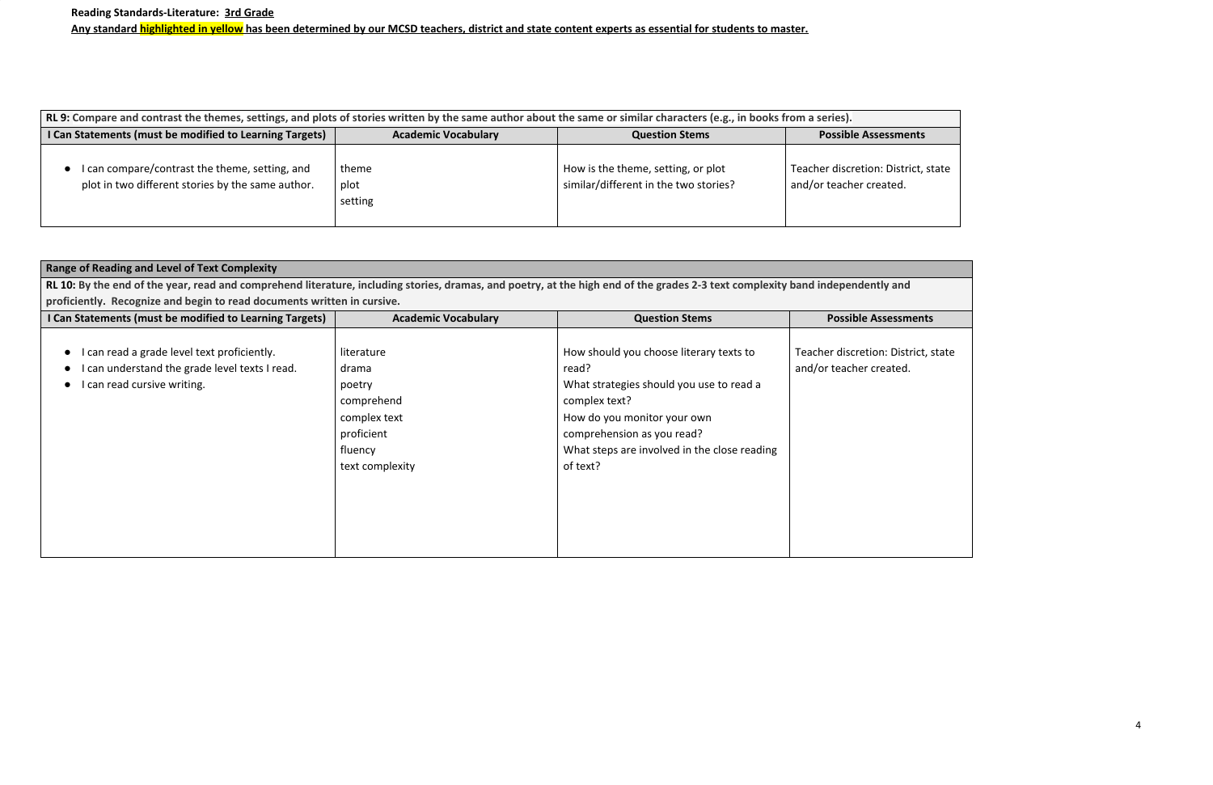**Reading Standards-Literature: 3rd Grade**

**Any standard highlighted in yellow has been determined by our MCSD teachers, district and state content experts as essential for students to master.**

| **RL 9: Compare and contrast the themes, settings, and plots of stories written by the same author about the same or similar characters (e.g., in books from a series).** | | | |
|---|---|---|---|
| **I Can Statements (must be modified to Learning Targets)** | **Academic Vocabulary** | **Question Stems** | **Possible Assessments** |
| • I can compare/contrast the theme, setting, and plot in two different stories by the same author. | theme<br>plot<br>setting | How is the theme, setting, or plot similar/different in the two stories? | Teacher discretion: District, state and/or teacher created. |

| **Range of Reading and Level of Text Complexity** | | | |
|---|---|---|---|
| **RL 10: By the end of the year, read and comprehend literature, including stories, dramas, and poetry, at the high end of the grades 2-3 text complexity band independently and proficiently. Recognize and begin to read documents written in cursive.** | | | |
| **I Can Statements (must be modified to Learning Targets)** | **Academic Vocabulary** | **Question Stems** | **Possible Assessments** |
| • I can read a grade level text proficiently.<br>• I can understand the grade level texts I read.<br>• I can read cursive writing. | literature<br>drama<br>poetry<br>comprehend<br>complex text<br>proficient<br>fluency<br>text complexity | How should you choose literary texts to read?<br>What strategies should you use to read a complex text?<br>How do you monitor your own comprehension as you read?<br>What steps are involved in the close reading of text? | Teacher discretion: District, state and/or teacher created. |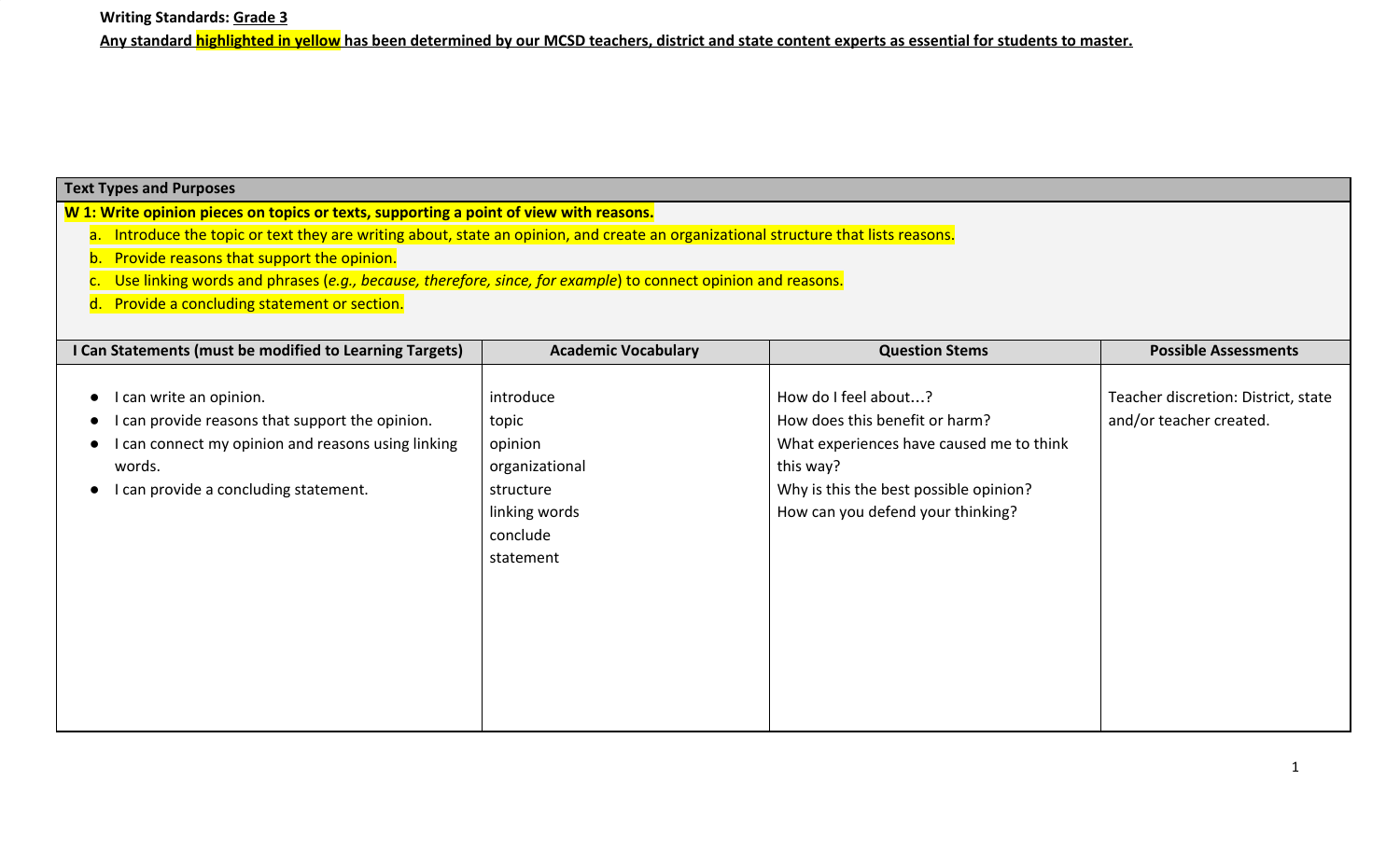**Writing Standards: <u>Grade 3</u>**

**<u>Any standard highlighted in yellow has been determined by our MCSD teachers, district and state content experts as essential for students to master.</u>**

| **Text Types and Purposes** | | | |
|---|---|---|---|
| **W 1: Write opinion pieces on topics or texts, supporting a point of view with reasons.**<br>a. Introduce the topic or text they are writing about, state an opinion, and create an organizational structure that lists reasons.<br>b. Provide reasons that support the opinion.<br>c. Use linking words and phrases (*e.g., because, therefore, since, for example*) to connect opinion and reasons.<br>d. Provide a concluding statement or section. | | | |
| **I Can Statements (must be modified to Learning Targets)** | **Academic Vocabulary** | **Question Stems** | **Possible Assessments** |
| • I can write an opinion.<br>• I can provide reasons that support the opinion.<br>• I can connect my opinion and reasons using linking words.<br>• I can provide a concluding statement. | introduce<br>topic<br>opinion<br>organizational<br>structure<br>linking words<br>conclude<br>statement | How do I feel about…?<br>How does this benefit or harm?<br>What experiences have caused me to think this way?<br>Why is this the best possible opinion?<br>How can you defend your thinking? | Teacher discretion: District, state and/or teacher created. |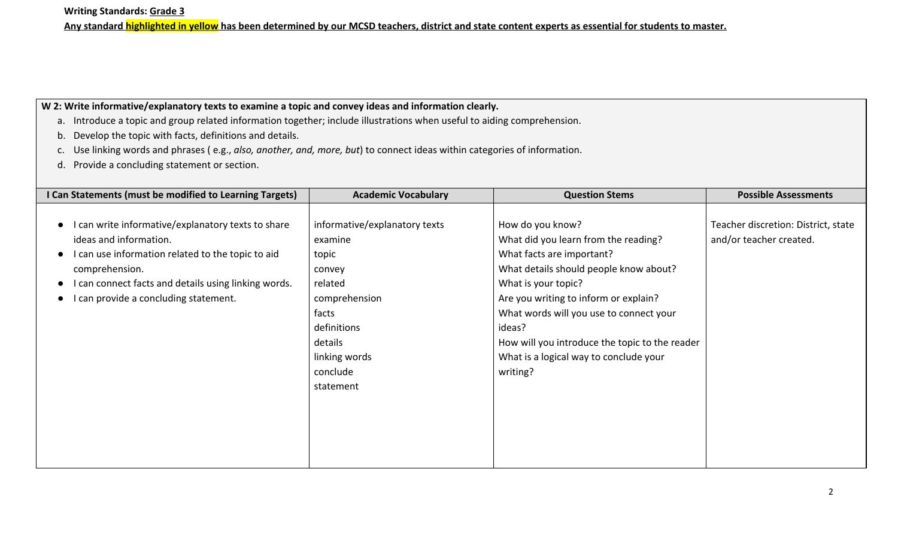**Writing Standards: Grade 3**

**Any standard highlighted in yellow has been determined by our MCSD teachers, district and state content experts as essential for students to master.**

**W 2: Write informative/explanatory texts to examine a topic and convey ideas and information clearly.**

a. Introduce a topic and group related information together; include illustrations when useful to aiding comprehension.
b. Develop the topic with facts, definitions and details.
c. Use linking words and phrases ( e.g., *also, another, and, more, but*) to connect ideas within categories of information.
d. Provide a concluding statement or section.

| I Can Statements (must be modified to Learning Targets) | Academic Vocabulary | Question Stems | Possible Assessments |
|---|---|---|---|
| • I can write informative/explanatory texts to share ideas and information.<br>• I can use information related to the topic to aid comprehension.<br>• I can connect facts and details using linking words.<br>• I can provide a concluding statement. | informative/explanatory texts<br>examine<br>topic<br>convey<br>related<br>comprehension<br>facts<br>definitions<br>details<br>linking words<br>conclude<br>statement | How do you know?<br>What did you learn from the reading?<br>What facts are important?<br>What details should people know about?<br>What is your topic?<br>Are you writing to inform or explain?<br>What words will you use to connect your ideas?<br>How will you introduce the topic to the reader<br>What is a logical way to conclude your writing? | Teacher discretion: District, state and/or teacher created. |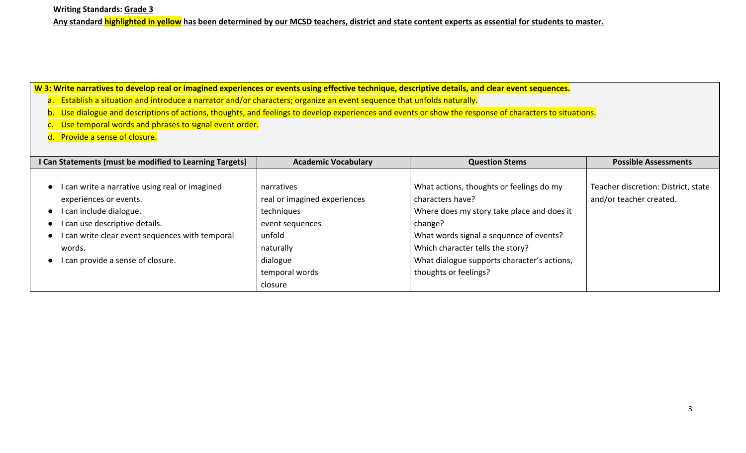**Writing Standards: Grade 3**

**Any standard highlighted in yellow has been determined by our MCSD teachers, district and state content experts as essential for students to master.**

**W 3: Write narratives to develop real or imagined experiences or events using effective technique, descriptive details, and clear event sequences.**

a. Establish a situation and introduce a narrator and/or characters; organize an event sequence that unfolds naturally.
b. Use dialogue and descriptions of actions, thoughts, and feelings to develop experiences and events or show the response of characters to situations.
c. Use temporal words and phrases to signal event order.
d. Provide a sense of closure.

| I Can Statements (must be modified to Learning Targets) | Academic Vocabulary | Question Stems | Possible Assessments |
|---|---|---|---|
| • I can write a narrative using real or imagined experiences or events.<br>• I can include dialogue.<br>• I can use descriptive details.<br>• I can write clear event sequences with temporal words.<br>• I can provide a sense of closure. | narratives<br>real or imagined experiences<br>techniques<br>event sequences<br>unfold<br>naturally<br>dialogue<br>temporal words<br>closure | What actions, thoughts or feelings do my characters have?<br>Where does my story take place and does it change?<br>What words signal a sequence of events?<br>Which character tells the story?<br>What dialogue supports character's actions, thoughts or feelings? | Teacher discretion: District, state and/or teacher created. |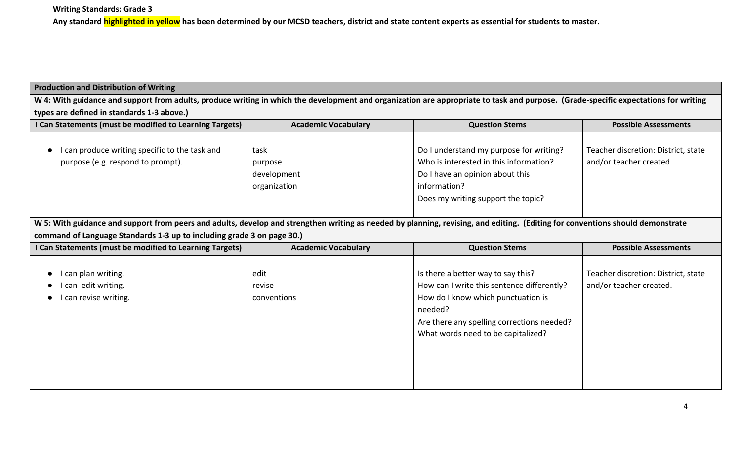**Writing Standards: Grade 3**

**Any standard highlighted in yellow has been determined by our MCSD teachers, district and state content experts as essential for students to master.**

| **Production and Distribution of Writing** | | | |
|---|---|---|---|
| **W 4: With guidance and support from adults, produce writing in which the development and organization are appropriate to task and purpose. (Grade-specific expectations for writing types are defined in standards 1-3 above.)** | | | |
| **I Can Statements (must be modified to Learning Targets)** | **Academic Vocabulary** | **Question Stems** | **Possible Assessments** |
| • I can produce writing specific to the task and purpose (e.g. respond to prompt). | task<br>purpose<br>development<br>organization | Do I understand my purpose for writing?<br>Who is interested in this information?<br>Do I have an opinion about this information?<br>Does my writing support the topic? | Teacher discretion: District, state and/or teacher created. |
| **W 5: With guidance and support from peers and adults, develop and strengthen writing as needed by planning, revising, and editing. (Editing for conventions should demonstrate command of Language Standards 1-3 up to including grade 3 on page 30.)** | | | |
| **I Can Statements (must be modified to Learning Targets)** | **Academic Vocabulary** | **Question Stems** | **Possible Assessments** |
| • I can plan writing.<br>• I can edit writing.<br>• I can revise writing. | edit<br>revise<br>conventions | Is there a better way to say this?<br>How can I write this sentence differently?<br>How do I know which punctuation is needed?<br>Are there any spelling corrections needed?<br>What words need to be capitalized? | Teacher discretion: District, state and/or teacher created. |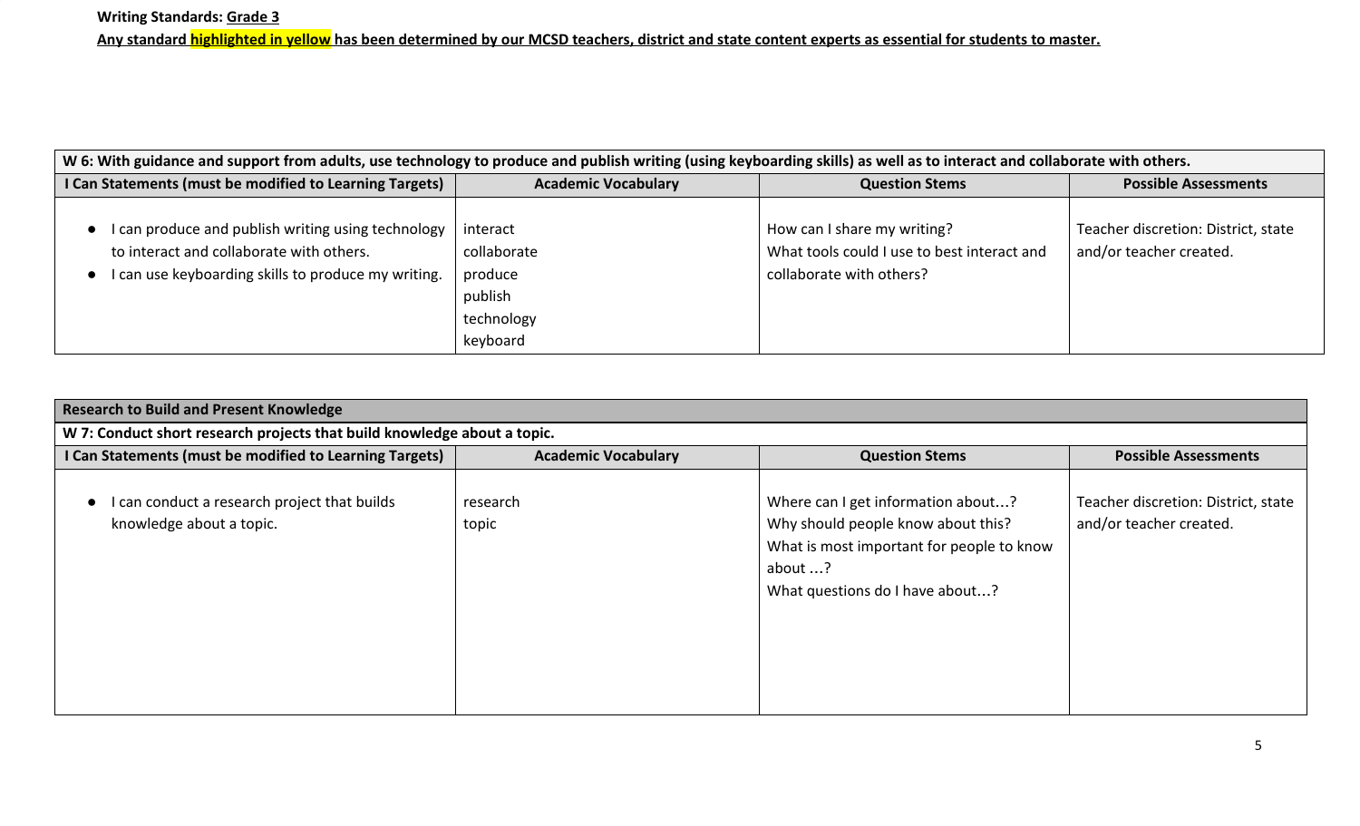**Writing Standards: Grade 3**

**Any standard highlighted in yellow has been determined by our MCSD teachers, district and state content experts as essential for students to master.**

| W 6: With guidance and support from adults, use technology to produce and publish writing (using keyboarding skills) as well as to interact and collaborate with others. | | | |
|---|---|---|---|
| **I Can Statements (must be modified to Learning Targets)** | **Academic Vocabulary** | **Question Stems** | **Possible Assessments** |
| • I can produce and publish writing using technology to interact and collaborate with others.<br>• I can use keyboarding skills to produce my writing. | interact<br>collaborate<br>produce<br>publish<br>technology<br>keyboard | How can I share my writing?<br>What tools could I use to best interact and collaborate with others? | Teacher discretion: District, state and/or teacher created. |

| Research to Build and Present Knowledge | | | |
|---|---|---|---|
| **W 7: Conduct short research projects that build knowledge about a topic.** | | | |
| **I Can Statements (must be modified to Learning Targets)** | **Academic Vocabulary** | **Question Stems** | **Possible Assessments** |
| • I can conduct a research project that builds knowledge about a topic. | research<br>topic | Where can I get information about…?<br>Why should people know about this?<br>What is most important for people to know about …?<br>What questions do I have about…? | Teacher discretion: District, state and/or teacher created. |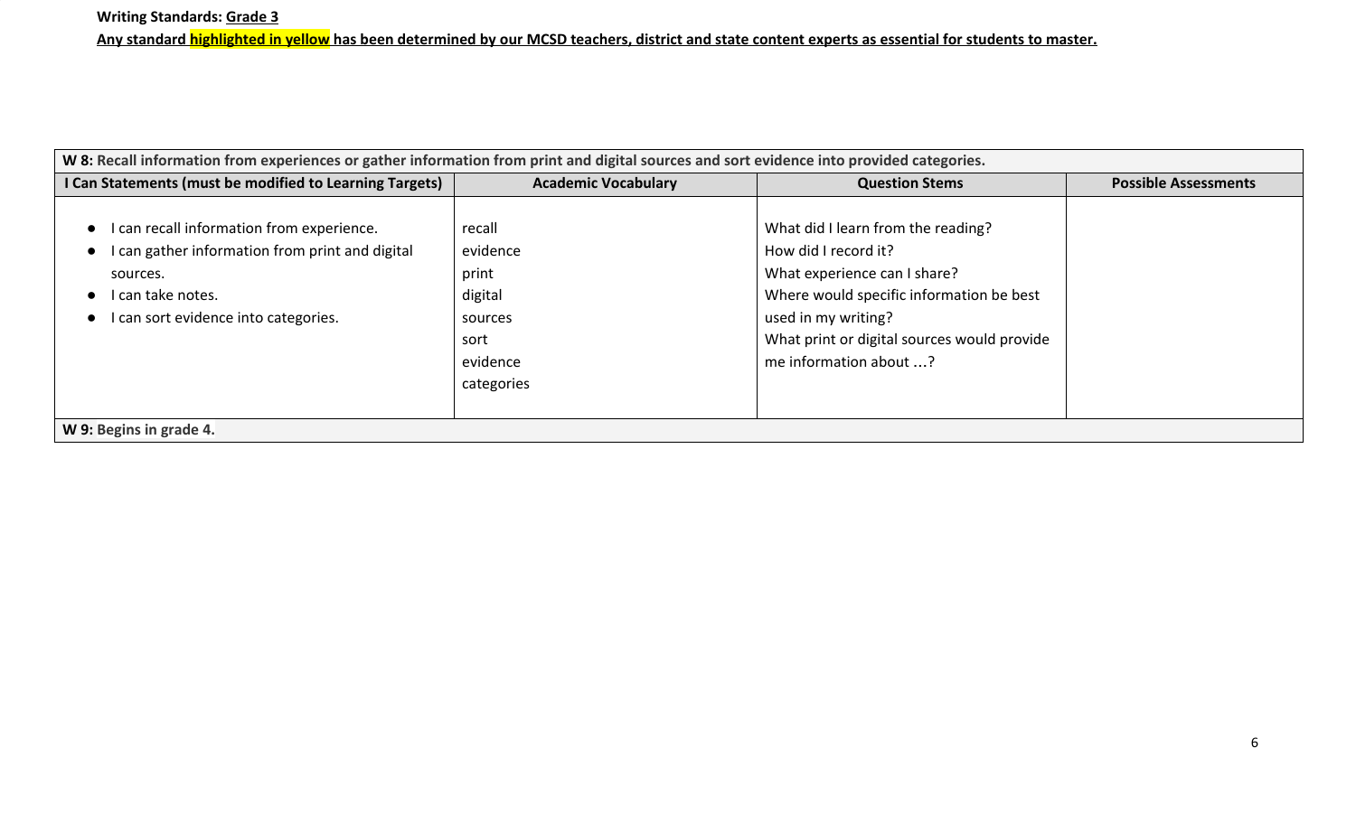**Writing Standards: Grade 3**

**Any standard highlighted in yellow has been determined by our MCSD teachers, district and state content experts as essential for students to master.**

| **W 8:** Recall information from experiences or gather information from print and digital sources and sort evidence into provided categories. | | | |
|---|---|---|---|
| **I Can Statements (must be modified to Learning Targets)** | **Academic Vocabulary** | **Question Stems** | **Possible Assessments** |
| • I can recall information from experience.<br>• I can gather information from print and digital sources.<br>• I can take notes.<br>• I can sort evidence into categories. | recall<br>evidence<br>print<br>digital<br>sources<br>sort<br>evidence<br>categories | What did I learn from the reading?<br>How did I record it?<br>What experience can I share?<br>Where would specific information be best used in my writing?<br>What print or digital sources would provide me information about …? | |
| **W 9:** Begins in grade 4. | | | |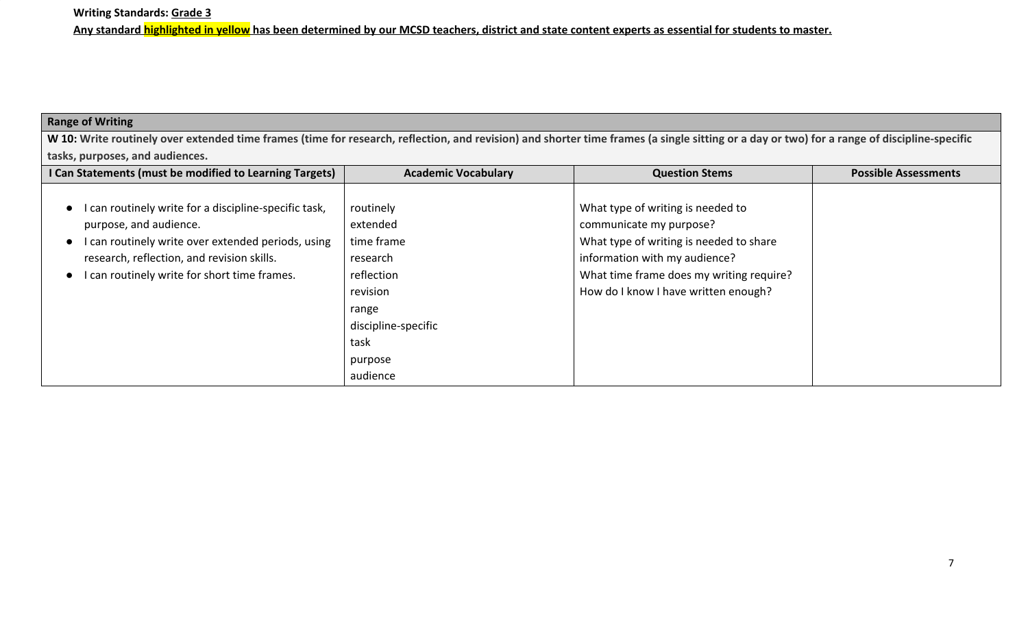**Writing Standards: Grade 3**

**Any standard highlighted in yellow has been determined by our MCSD teachers, district and state content experts as essential for students to master.**

| **Range of Writing** | | | |
|---|---|---|---|
| **W 10: Write routinely over extended time frames (time for research, reflection, and revision) and shorter time frames (a single sitting or a day or two) for a range of discipline-specific tasks, purposes, and audiences.** | | | |
| **I Can Statements (must be modified to Learning Targets)** | **Academic Vocabulary** | **Question Stems** | **Possible Assessments** |
| • I can routinely write for a discipline-specific task, purpose, and audience.<br>• I can routinely write over extended periods, using research, reflection, and revision skills.<br>• I can routinely write for short time frames. | routinely<br>extended<br>time frame<br>research<br>reflection<br>revision<br>range<br>discipline-specific<br>task<br>purpose<br>audience | What type of writing is needed to communicate my purpose?<br>What type of writing is needed to share information with my audience?<br>What time frame does my writing require?<br>How do I know I have written enough? | |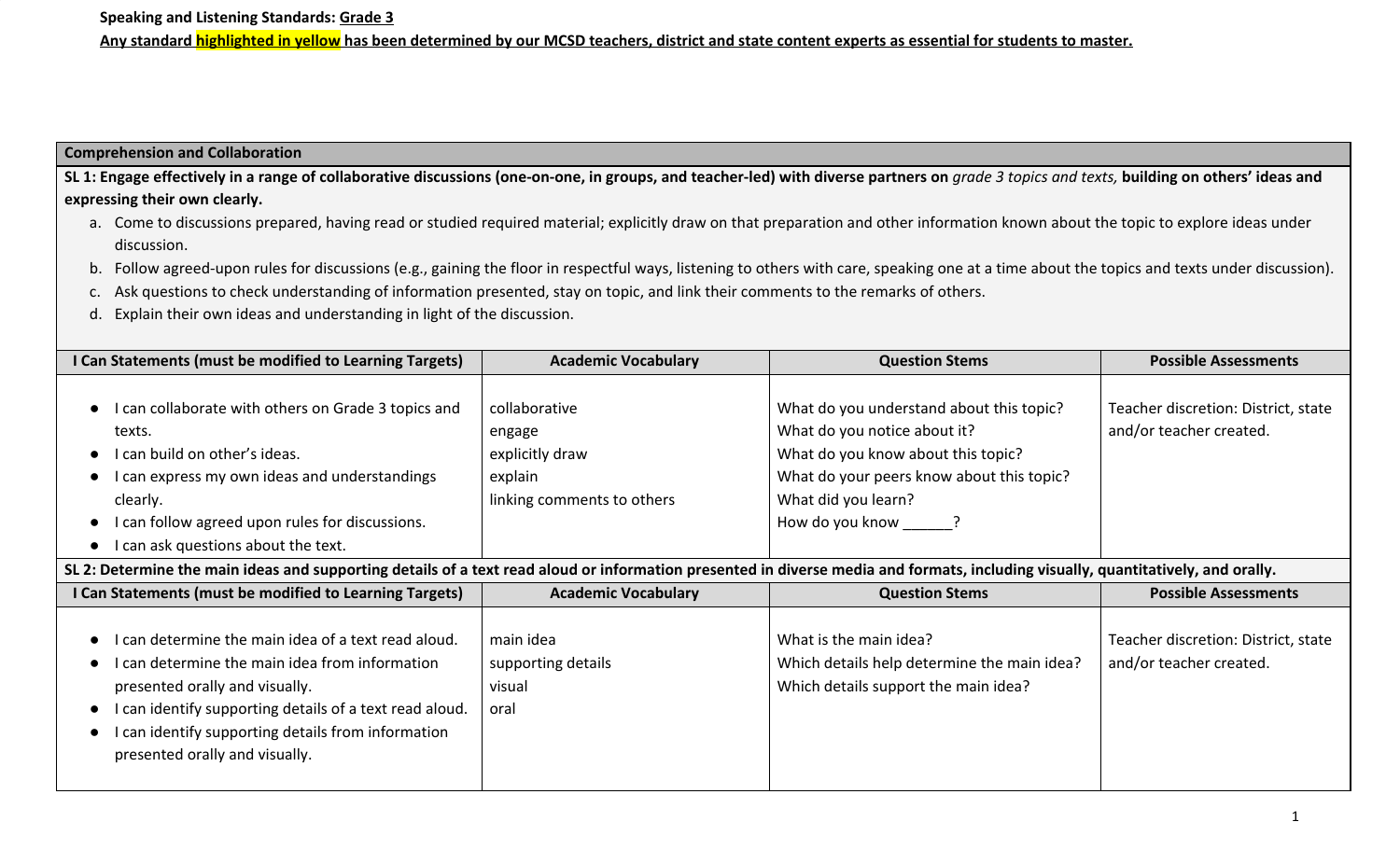**Speaking and Listening Standards: Grade 3**

**Any standard highlighted in yellow has been determined by our MCSD teachers, district and state content experts as essential for students to master.**

| **Comprehension and Collaboration** | | | |
|---|---|---|---|
| **SL 1: Engage effectively in a range of collaborative discussions (one-on-one, in groups, and teacher-led) with diverse partners on** ***grade 3 topics and texts,*** **building on others' ideas and expressing their own clearly.**<br>a. Come to discussions prepared, having read or studied required material; explicitly draw on that preparation and other information known about the topic to explore ideas under discussion.<br>b. Follow agreed-upon rules for discussions (e.g., gaining the floor in respectful ways, listening to others with care, speaking one at a time about the topics and texts under discussion).<br>c. Ask questions to check understanding of information presented, stay on topic, and link their comments to the remarks of others.<br>d. Explain their own ideas and understanding in light of the discussion. | | | |
| **I Can Statements (must be modified to Learning Targets)** | **Academic Vocabulary** | **Question Stems** | **Possible Assessments** |
| • I can collaborate with others on Grade 3 topics and texts.<br>• I can build on other's ideas.<br>• I can express my own ideas and understandings clearly.<br>• I can follow agreed upon rules for discussions.<br>• I can ask questions about the text. | collaborative<br>engage<br>explicitly draw<br>explain<br>linking comments to others | What do you understand about this topic?<br>What do you notice about it?<br>What do you know about this topic?<br>What do your peers know about this topic?<br>What did you learn?<br>How do you know ______? | Teacher discretion: District, state and/or teacher created. |
| **SL 2: Determine the main ideas and supporting details of a text read aloud or information presented in diverse media and formats, including visually, quantitatively, and orally.** | | | |
| **I Can Statements (must be modified to Learning Targets)** | **Academic Vocabulary** | **Question Stems** | **Possible Assessments** |
| • I can determine the main idea of a text read aloud.<br>• I can determine the main idea from information presented orally and visually.<br>• I can identify supporting details of a text read aloud.<br>• I can identify supporting details from information presented orally and visually. | main idea<br>supporting details<br>visual<br>oral | What is the main idea?<br>Which details help determine the main idea?<br>Which details support the main idea? | Teacher discretion: District, state and/or teacher created. |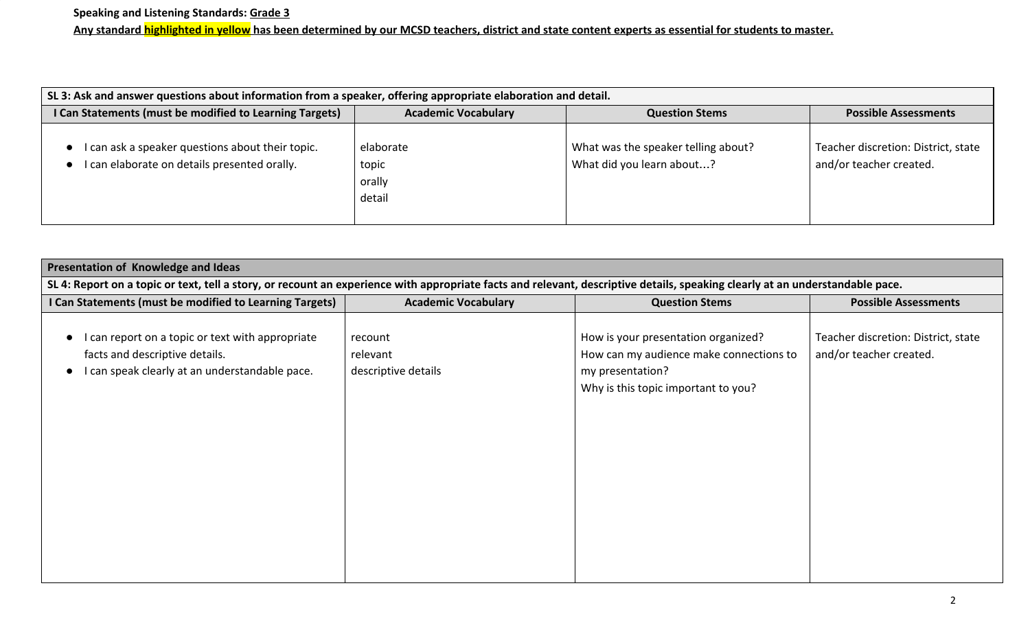**Speaking and Listening Standards: Grade 3**

**Any standard highlighted in yellow has been determined by our MCSD teachers, district and state content experts as essential for students to master.**

| SL 3: Ask and answer questions about information from a speaker, offering appropriate elaboration and detail. | | | |
|---|---|---|---|
| **I Can Statements (must be modified to Learning Targets)** | **Academic Vocabulary** | **Question Stems** | **Possible Assessments** |
| • I can ask a speaker questions about their topic.<br>• I can elaborate on details presented orally. | elaborate<br>topic<br>orally<br>detail | What was the speaker telling about?<br>What did you learn about…? | Teacher discretion: District, state and/or teacher created. |

| Presentation of Knowledge and Ideas | | | |
|---|---|---|---|
| **SL 4: Report on a topic or text, tell a story, or recount an experience with appropriate facts and relevant, descriptive details, speaking clearly at an understandable pace.** | | | |
| **I Can Statements (must be modified to Learning Targets)** | **Academic Vocabulary** | **Question Stems** | **Possible Assessments** |
| • I can report on a topic or text with appropriate facts and descriptive details.<br>• I can speak clearly at an understandable pace. | recount<br>relevant<br>descriptive details | How is your presentation organized?<br>How can my audience make connections to my presentation?<br>Why is this topic important to you? | Teacher discretion: District, state and/or teacher created. |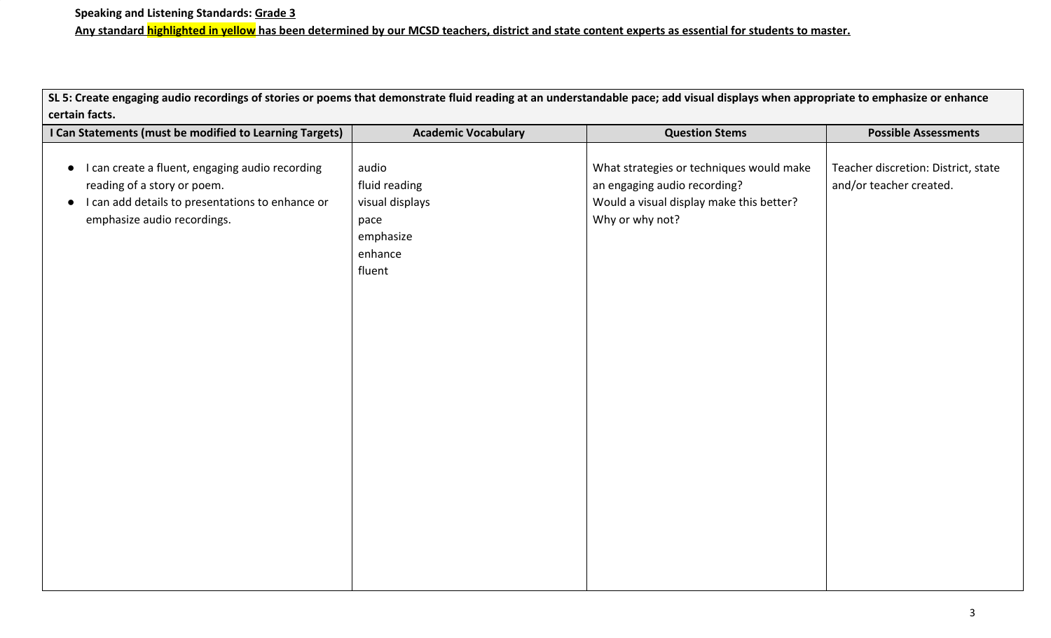**Speaking and Listening Standards: Grade 3**

**Any standard highlighted in yellow has been determined by our MCSD teachers, district and state content experts as essential for students to master.**

| SL 5: Create engaging audio recordings of stories or poems that demonstrate fluid reading at an understandable pace; add visual displays when appropriate to emphasize or enhance certain facts. | | | |
|---|---|---|---|
| **I Can Statements (must be modified to Learning Targets)** | **Academic Vocabulary** | **Question Stems** | **Possible Assessments** |
| • I can create a fluent, engaging audio recording reading of a story or poem.<br>• I can add details to presentations to enhance or emphasize audio recordings. | audio<br>fluid reading<br>visual displays<br>pace<br>emphasize<br>enhance<br>fluent | What strategies or techniques would make an engaging audio recording?<br>Would a visual display make this better? Why or why not? | Teacher discretion: District, state and/or teacher created. |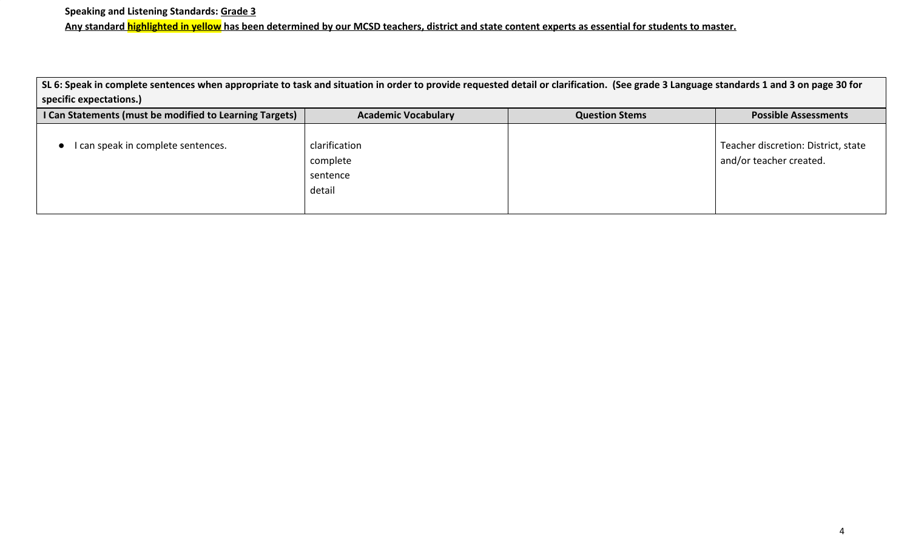**Speaking and Listening Standards: Grade 3**

**Any standard highlighted in yellow has been determined by our MCSD teachers, district and state content experts as essential for students to master.**

| SL 6: Speak in complete sentences when appropriate to task and situation in order to provide requested detail or clarification. (See grade 3 Language standards 1 and 3 on page 30 for specific expectations.) | | | |
|---|---|---|---|
| **I Can Statements (must be modified to Learning Targets)** | **Academic Vocabulary** | **Question Stems** | **Possible Assessments** |
| • I can speak in complete sentences. | clarification<br>complete<br>sentence<br>detail | | Teacher discretion: District, state and/or teacher created. |